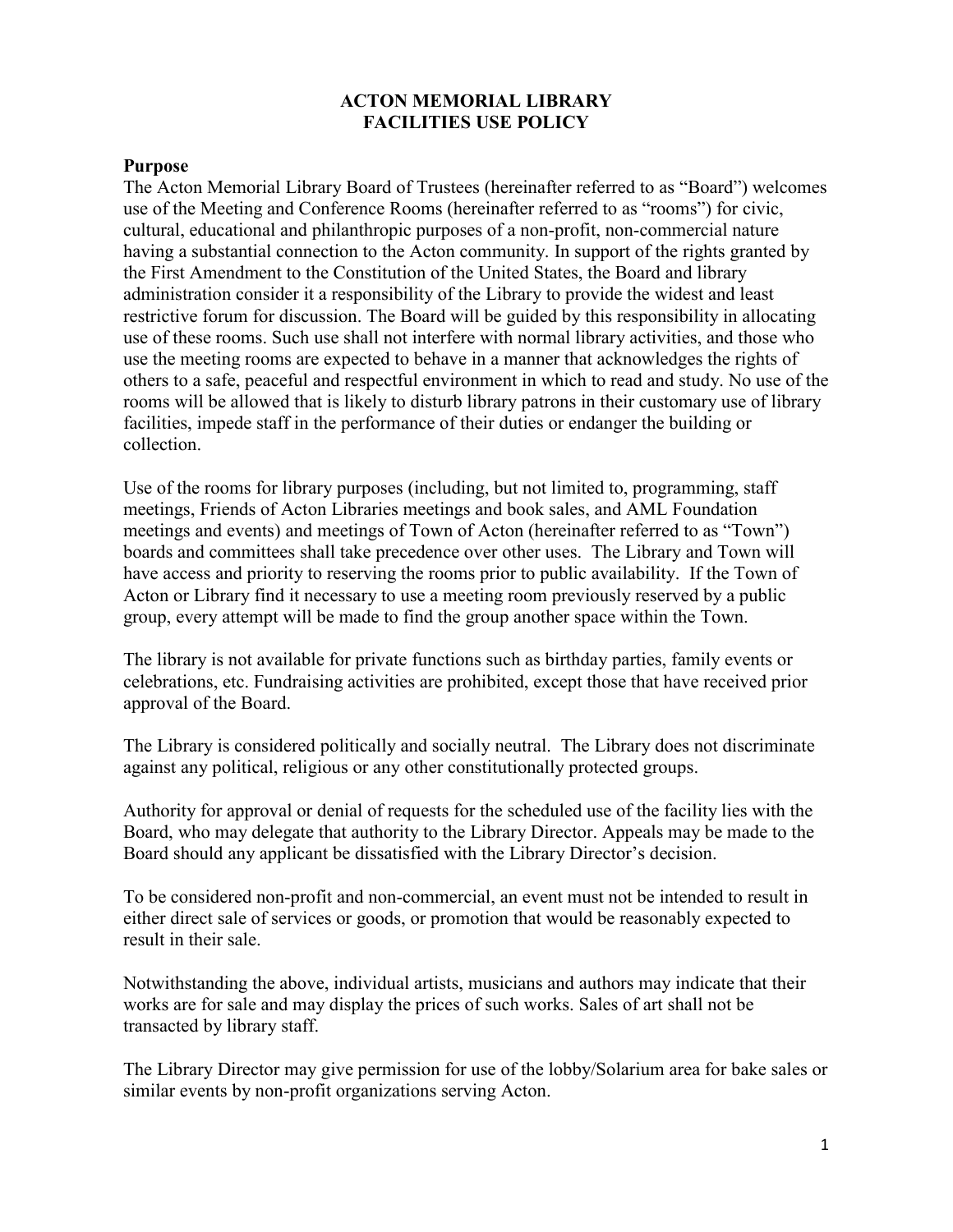# ACTON MEMORIAL LIBRARY
# FACILITIES USE POLICY

## Purpose

The Acton Memorial Library Board of Trustees (hereinafter referred to as "Board") welcomes use of the Meeting and Conference Rooms (hereinafter referred to as "rooms") for civic, cultural, educational and philanthropic purposes of a non-profit, non-commercial nature having a substantial connection to the Acton community. In support of the rights granted by the First Amendment to the Constitution of the United States, the Board and library administration consider it a responsibility of the Library to provide the widest and least restrictive forum for discussion. The Board will be guided by this responsibility in allocating use of these rooms. Such use shall not interfere with normal library activities, and those who use the meeting rooms are expected to behave in a manner that acknowledges the rights of others to a safe, peaceful and respectful environment in which to read and study. No use of the rooms will be allowed that is likely to disturb library patrons in their customary use of library facilities, impede staff in the performance of their duties or endanger the building or collection.

Use of the rooms for library purposes (including, but not limited to, programming, staff meetings, Friends of Acton Libraries meetings and book sales, and AML Foundation meetings and events) and meetings of Town of Acton (hereinafter referred to as "Town") boards and committees shall take precedence over other uses. The Library and Town will have access and priority to reserving the rooms prior to public availability. If the Town of Acton or Library find it necessary to use a meeting room previously reserved by a public group, every attempt will be made to find the group another space within the Town.

The library is not available for private functions such as birthday parties, family events or celebrations, etc. Fundraising activities are prohibited, except those that have received prior approval of the Board.

The Library is considered politically and socially neutral. The Library does not discriminate against any political, religious or any other constitutionally protected groups.

Authority for approval or denial of requests for the scheduled use of the facility lies with the Board, who may delegate that authority to the Library Director. Appeals may be made to the Board should any applicant be dissatisfied with the Library Director's decision.

To be considered non-profit and non-commercial, an event must not be intended to result in either direct sale of services or goods, or promotion that would be reasonably expected to result in their sale.

Notwithstanding the above, individual artists, musicians and authors may indicate that their works are for sale and may display the prices of such works. Sales of art shall not be transacted by library staff.

The Library Director may give permission for use of the lobby/Solarium area for bake sales or similar events by non-profit organizations serving Acton.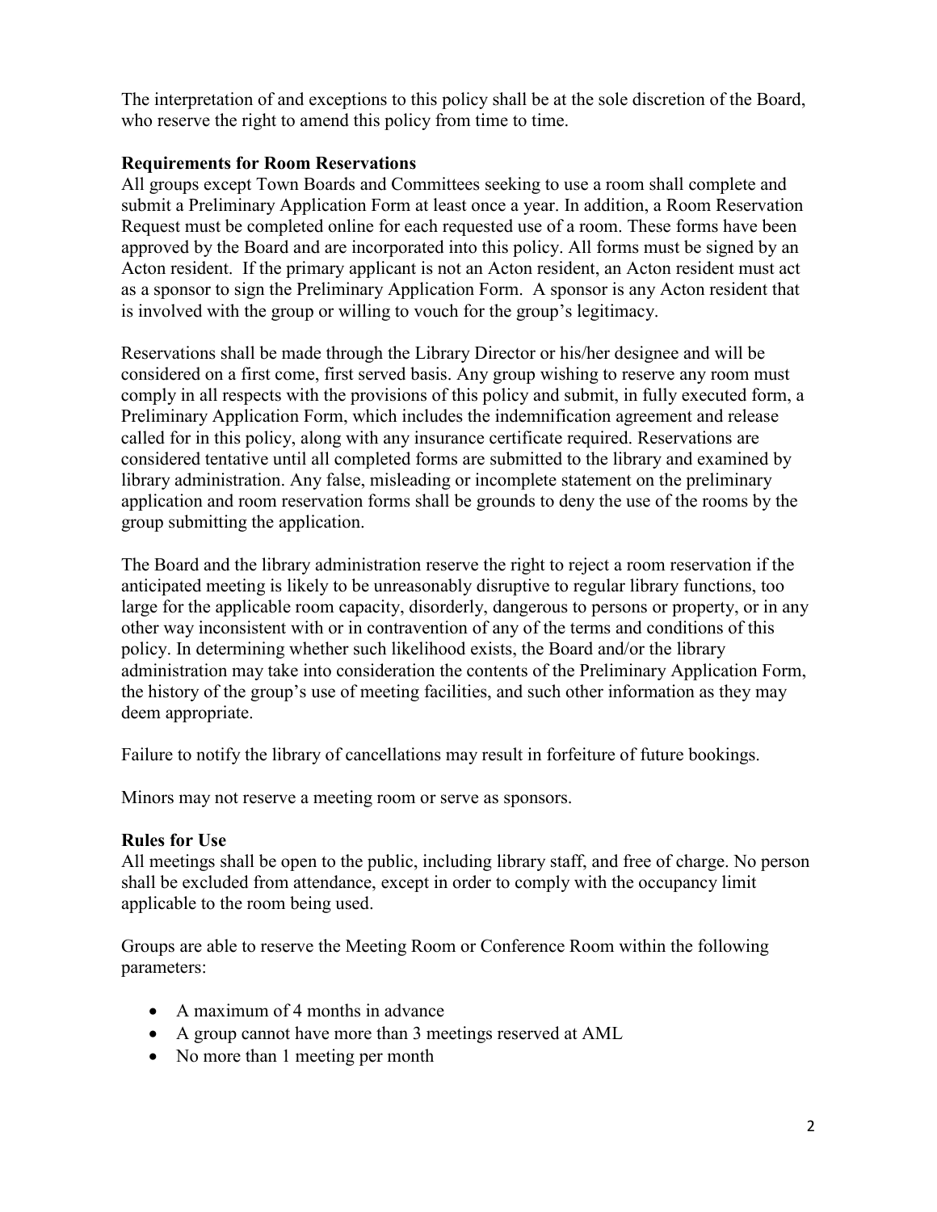The interpretation of and exceptions to this policy shall be at the sole discretion of the Board, who reserve the right to amend this policy from time to time.

**Requirements for Room Reservations**

All groups except Town Boards and Committees seeking to use a room shall complete and submit a Preliminary Application Form at least once a year. In addition, a Room Reservation Request must be completed online for each requested use of a room. These forms have been approved by the Board and are incorporated into this policy. All forms must be signed by an Acton resident. If the primary applicant is not an Acton resident, an Acton resident must act as a sponsor to sign the Preliminary Application Form. A sponsor is any Acton resident that is involved with the group or willing to vouch for the group's legitimacy.

Reservations shall be made through the Library Director or his/her designee and will be considered on a first come, first served basis. Any group wishing to reserve any room must comply in all respects with the provisions of this policy and submit, in fully executed form, a Preliminary Application Form, which includes the indemnification agreement and release called for in this policy, along with any insurance certificate required. Reservations are considered tentative until all completed forms are submitted to the library and examined by library administration. Any false, misleading or incomplete statement on the preliminary application and room reservation forms shall be grounds to deny the use of the rooms by the group submitting the application.

The Board and the library administration reserve the right to reject a room reservation if the anticipated meeting is likely to be unreasonably disruptive to regular library functions, too large for the applicable room capacity, disorderly, dangerous to persons or property, or in any other way inconsistent with or in contravention of any of the terms and conditions of this policy. In determining whether such likelihood exists, the Board and/or the library administration may take into consideration the contents of the Preliminary Application Form, the history of the group's use of meeting facilities, and such other information as they may deem appropriate.

Failure to notify the library of cancellations may result in forfeiture of future bookings.

Minors may not reserve a meeting room or serve as sponsors.

**Rules for Use**

All meetings shall be open to the public, including library staff, and free of charge. No person shall be excluded from attendance, except in order to comply with the occupancy limit applicable to the room being used.

Groups are able to reserve the Meeting Room or Conference Room within the following parameters:

- A maximum of 4 months in advance
- A group cannot have more than 3 meetings reserved at AML
- No more than 1 meeting per month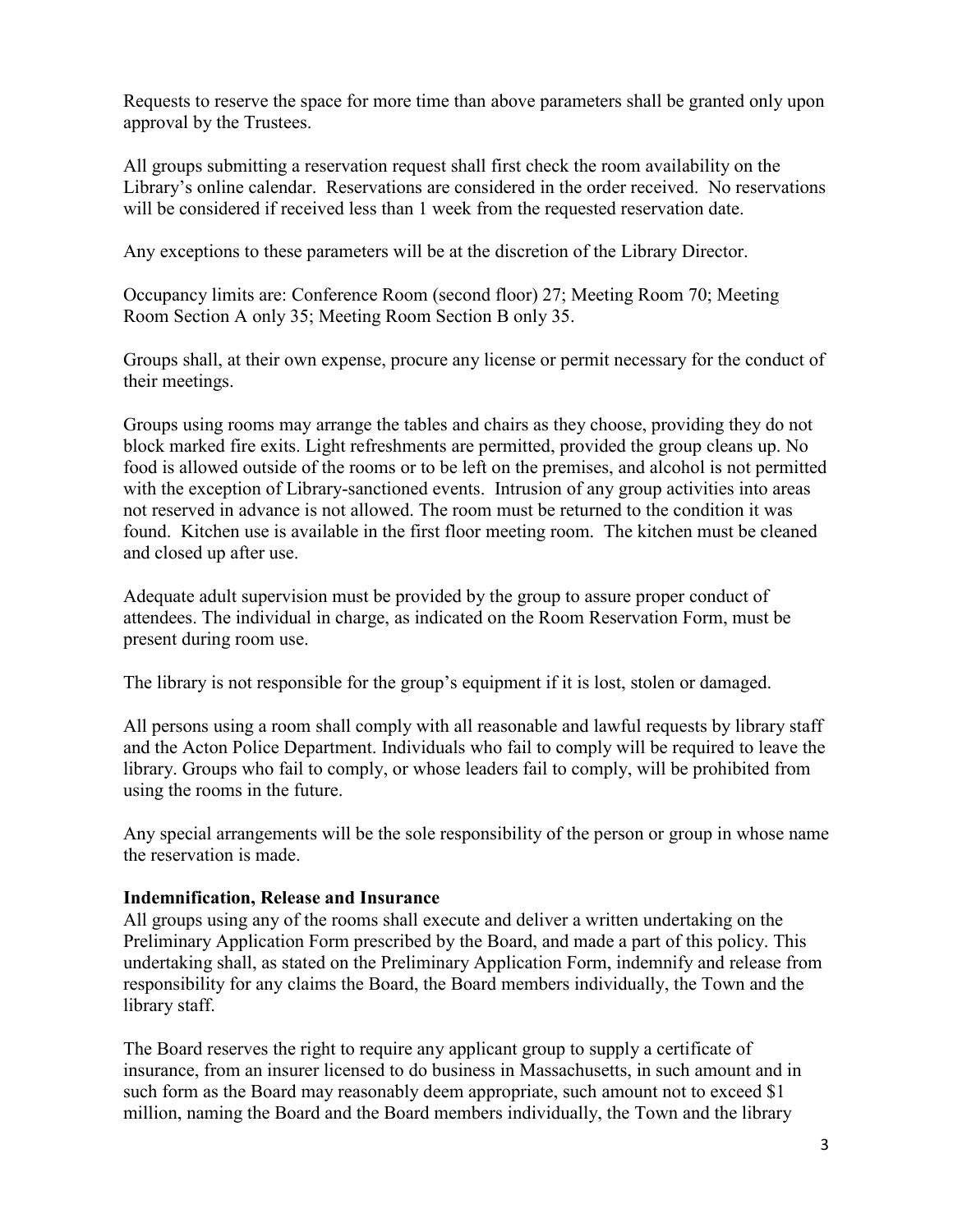Requests to reserve the space for more time than above parameters shall be granted only upon approval by the Trustees.

All groups submitting a reservation request shall first check the room availability on the Library's online calendar. Reservations are considered in the order received. No reservations will be considered if received less than 1 week from the requested reservation date.

Any exceptions to these parameters will be at the discretion of the Library Director.

Occupancy limits are: Conference Room (second floor) 27; Meeting Room 70; Meeting Room Section A only 35; Meeting Room Section B only 35.

Groups shall, at their own expense, procure any license or permit necessary for the conduct of their meetings.

Groups using rooms may arrange the tables and chairs as they choose, providing they do not block marked fire exits. Light refreshments are permitted, provided the group cleans up. No food is allowed outside of the rooms or to be left on the premises, and alcohol is not permitted with the exception of Library-sanctioned events. Intrusion of any group activities into areas not reserved in advance is not allowed. The room must be returned to the condition it was found. Kitchen use is available in the first floor meeting room. The kitchen must be cleaned and closed up after use.

Adequate adult supervision must be provided by the group to assure proper conduct of attendees. The individual in charge, as indicated on the Room Reservation Form, must be present during room use.

The library is not responsible for the group's equipment if it is lost, stolen or damaged.

All persons using a room shall comply with all reasonable and lawful requests by library staff and the Acton Police Department. Individuals who fail to comply will be required to leave the library. Groups who fail to comply, or whose leaders fail to comply, will be prohibited from using the rooms in the future.

Any special arrangements will be the sole responsibility of the person or group in whose name the reservation is made.

**Indemnification, Release and Insurance**

All groups using any of the rooms shall execute and deliver a written undertaking on the Preliminary Application Form prescribed by the Board, and made a part of this policy. This undertaking shall, as stated on the Preliminary Application Form, indemnify and release from responsibility for any claims the Board, the Board members individually, the Town and the library staff.

The Board reserves the right to require any applicant group to supply a certificate of insurance, from an insurer licensed to do business in Massachusetts, in such amount and in such form as the Board may reasonably deem appropriate, such amount not to exceed $1 million, naming the Board and the Board members individually, the Town and the library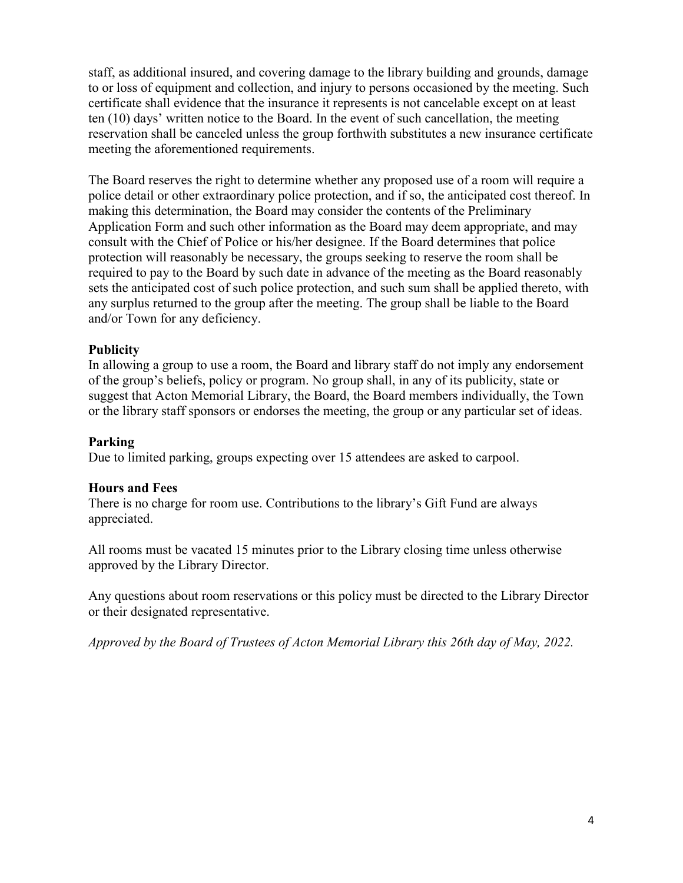staff, as additional insured, and covering damage to the library building and grounds, damage to or loss of equipment and collection, and injury to persons occasioned by the meeting. Such certificate shall evidence that the insurance it represents is not cancelable except on at least ten (10) days' written notice to the Board. In the event of such cancellation, the meeting reservation shall be canceled unless the group forthwith substitutes a new insurance certificate meeting the aforementioned requirements.

The Board reserves the right to determine whether any proposed use of a room will require a police detail or other extraordinary police protection, and if so, the anticipated cost thereof. In making this determination, the Board may consider the contents of the Preliminary Application Form and such other information as the Board may deem appropriate, and may consult with the Chief of Police or his/her designee. If the Board determines that police protection will reasonably be necessary, the groups seeking to reserve the room shall be required to pay to the Board by such date in advance of the meeting as the Board reasonably sets the anticipated cost of such police protection, and such sum shall be applied thereto, with any surplus returned to the group after the meeting. The group shall be liable to the Board and/or Town for any deficiency.

**Publicity**

In allowing a group to use a room, the Board and library staff do not imply any endorsement of the group's beliefs, policy or program. No group shall, in any of its publicity, state or suggest that Acton Memorial Library, the Board, the Board members individually, the Town or the library staff sponsors or endorses the meeting, the group or any particular set of ideas.

**Parking**

Due to limited parking, groups expecting over 15 attendees are asked to carpool.

**Hours and Fees**

There is no charge for room use. Contributions to the library's Gift Fund are always appreciated.

All rooms must be vacated 15 minutes prior to the Library closing time unless otherwise approved by the Library Director.

Any questions about room reservations or this policy must be directed to the Library Director or their designated representative.

*Approved by the Board of Trustees of Acton Memorial Library this 26th day of May, 2022.*